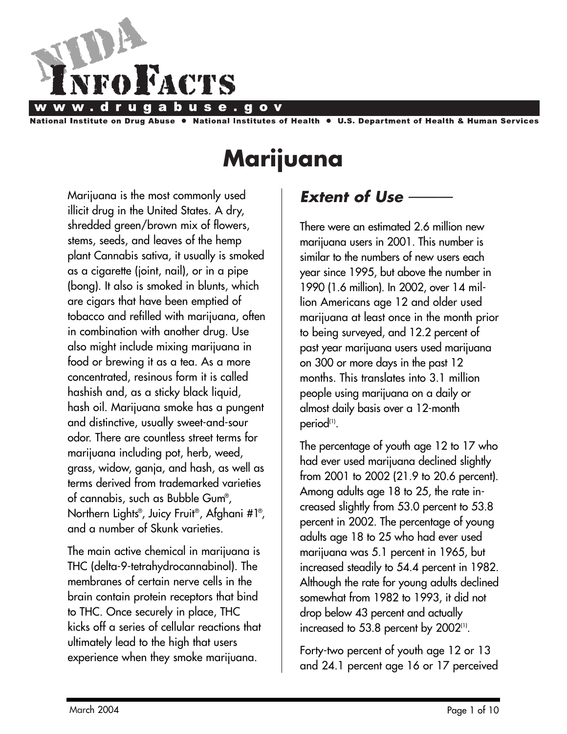# NIDA InfoFacts

**www.drugabuse.gov**

**National Institute on Drug Abuse • National Institutes of Health • U.S. Department of Health & Human Services**

# Marijuana

Marijuana is the most commonly used illicit drug in the United States. A dry, shredded green/brown mix of flowers, stems, seeds, and leaves of the hemp plant Cannabis sativa, it usually is smoked as a cigarette (joint, nail), or in a pipe (bong). It also is smoked in blunts, which are cigars that have been emptied of tobacco and refilled with marijuana, often in combination with another drug. Use also might include mixing marijuana in food or brewing it as a tea. As a more concentrated, resinous form it is called hashish and, as a sticky black liquid, hash oil. Marijuana smoke has a pungent and distinctive, usually sweet-and-sour odor. There are countless street terms for marijuana including pot, herb, weed, grass, widow, ganja, and hash, as well as terms derived from trademarked varieties of cannabis, such as Bubble Gum®, Northern Lights®, Juicy Fruit®, Afghani #1®, and a number of Skunk varieties.

The main active chemical in marijuana is THC (delta-9-tetrahydrocannabinol). The membranes of certain nerve cells in the brain contain protein receptors that bind to THC. Once securely in place, THC kicks off a series of cellular reactions that ultimately lead to the high that users experience when they smoke marijuana.

## *Extent of Use*

There were an estimated 2.6 million new marijuana users in 2001. This number is similar to the numbers of new users each year since 1995, but above the number in 1990 (1.6 million). In 2002, over 14 million Americans age 12 and older used marijuana at least once in the month prior to being surveyed, and 12.2 percent of past year marijuana users used marijuana on 300 or more days in the past 12 months. This translates into 3.1 million people using marijuana on a daily or almost daily basis over a 12-month period[1].

The percentage of youth age 12 to 17 who had ever used marijuana declined slightly from 2001 to 2002 (21.9 to 20.6 percent). Among adults age 18 to 25, the rate increased slightly from 53.0 percent to 53.8 percent in 2002. The percentage of young adults age 18 to 25 who had ever used marijuana was 5.1 percent in 1965, but increased steadily to 54.4 percent in 1982. Although the rate for young adults declined somewhat from 1982 to 1993, it did not drop below 43 percent and actually increased to 53.8 percent by 2002[1].

Forty-two percent of youth age 12 or 13 and 24.1 percent age 16 or 17 perceived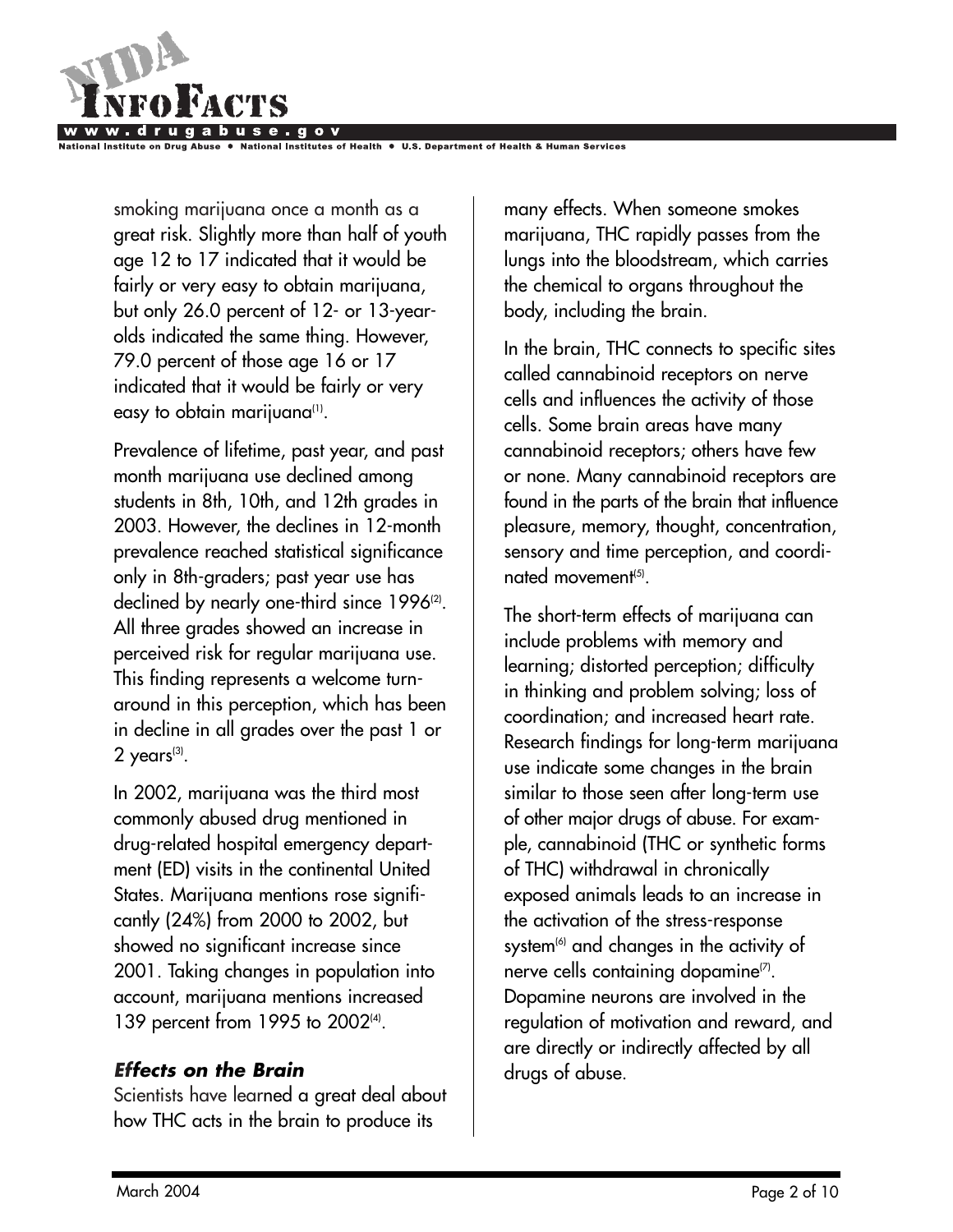smoking marijuana once a month as a great risk. Slightly more than half of youth age 12 to 17 indicated that it would be fairly or very easy to obtain marijuana, but only 26.0 percent of 12- or 13-year-olds indicated the same thing. However, 79.0 percent of those age 16 or 17 indicated that it would be fairly or very easy to obtain marijuana[1].

Prevalence of lifetime, past year, and past month marijuana use declined among students in 8th, 10th, and 12th grades in 2003. However, the declines in 12-month prevalence reached statistical significance only in 8th-graders; past year use has declined by nearly one-third since 1996[2]. All three grades showed an increase in perceived risk for regular marijuana use. This finding represents a welcome turnaround in this perception, which has been in decline in all grades over the past 1 or 2 years[3].

In 2002, marijuana was the third most commonly abused drug mentioned in drug-related hospital emergency department (ED) visits in the continental United States. Marijuana mentions rose significantly (24%) from 2000 to 2002, but showed no significant increase since 2001. Taking changes in population into account, marijuana mentions increased 139 percent from 1995 to 2002[4].

### *Effects on the Brain*

Scientists have learned a great deal about how THC acts in the brain to produce its many effects. When someone smokes marijuana, THC rapidly passes from the lungs into the bloodstream, which carries the chemical to organs throughout the body, including the brain.

In the brain, THC connects to specific sites called cannabinoid receptors on nerve cells and influences the activity of those cells. Some brain areas have many cannabinoid receptors; others have few or none. Many cannabinoid receptors are found in the parts of the brain that influence pleasure, memory, thought, concentration, sensory and time perception, and coordinated movement[5].

The short-term effects of marijuana can include problems with memory and learning; distorted perception; difficulty in thinking and problem solving; loss of coordination; and increased heart rate. Research findings for long-term marijuana use indicate some changes in the brain similar to those seen after long-term use of other major drugs of abuse. For example, cannabinoid (THC or synthetic forms of THC) withdrawal in chronically exposed animals leads to an increase in the activation of the stress-response system[6] and changes in the activity of nerve cells containing dopamine[7]. Dopamine neurons are involved in the regulation of motivation and reward, and are directly or indirectly affected by all drugs of abuse.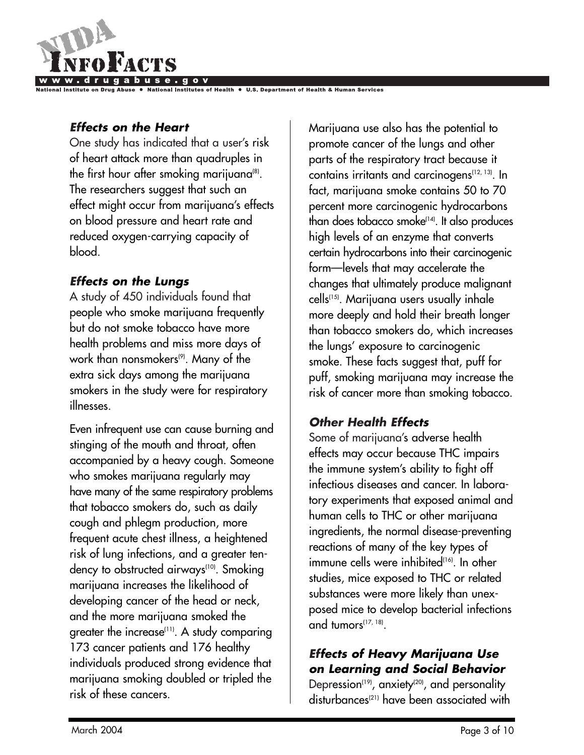### *Effects on the Heart*

One study has indicated that a user's risk of heart attack more than quadruples in the first hour after smoking marijuana[8]. The researchers suggest that such an effect might occur from marijuana's effects on blood pressure and heart rate and reduced oxygen-carrying capacity of blood.

### *Effects on the Lungs*

A study of 450 individuals found that people who smoke marijuana frequently but do not smoke tobacco have more health problems and miss more days of work than nonsmokers[9]. Many of the extra sick days among the marijuana smokers in the study were for respiratory illnesses.

Even infrequent use can cause burning and stinging of the mouth and throat, often accompanied by a heavy cough. Someone who smokes marijuana regularly may have many of the same respiratory problems that tobacco smokers do, such as daily cough and phlegm production, more frequent acute chest illness, a heightened risk of lung infections, and a greater tendency to obstructed airways[10]. Smoking marijuana increases the likelihood of developing cancer of the head or neck, and the more marijuana smoked the greater the increase[11]. A study comparing 173 cancer patients and 176 healthy individuals produced strong evidence that marijuana smoking doubled or tripled the risk of these cancers.

Marijuana use also has the potential to promote cancer of the lungs and other parts of the respiratory tract because it contains irritants and carcinogens[12, 13]. In fact, marijuana smoke contains 50 to 70 percent more carcinogenic hydrocarbons than does tobacco smoke[14]. It also produces high levels of an enzyme that converts certain hydrocarbons into their carcinogenic form—levels that may accelerate the changes that ultimately produce malignant cells[15]. Marijuana users usually inhale more deeply and hold their breath longer than tobacco smokers do, which increases the lungs' exposure to carcinogenic smoke. These facts suggest that, puff for puff, smoking marijuana may increase the risk of cancer more than smoking tobacco.

### *Other Health Effects*

Some of marijuana's adverse health effects may occur because THC impairs the immune system's ability to fight off infectious diseases and cancer. In laboratory experiments that exposed animal and human cells to THC or other marijuana ingredients, the normal disease-preventing reactions of many of the key types of immune cells were inhibited[16]. In other studies, mice exposed to THC or related substances were more likely than unexposed mice to develop bacterial infections and tumors[17, 18].

### *Effects of Heavy Marijuana Use on Learning and Social Behavior*

Depression[19], anxiety[20], and personality disturbances[21] have been associated with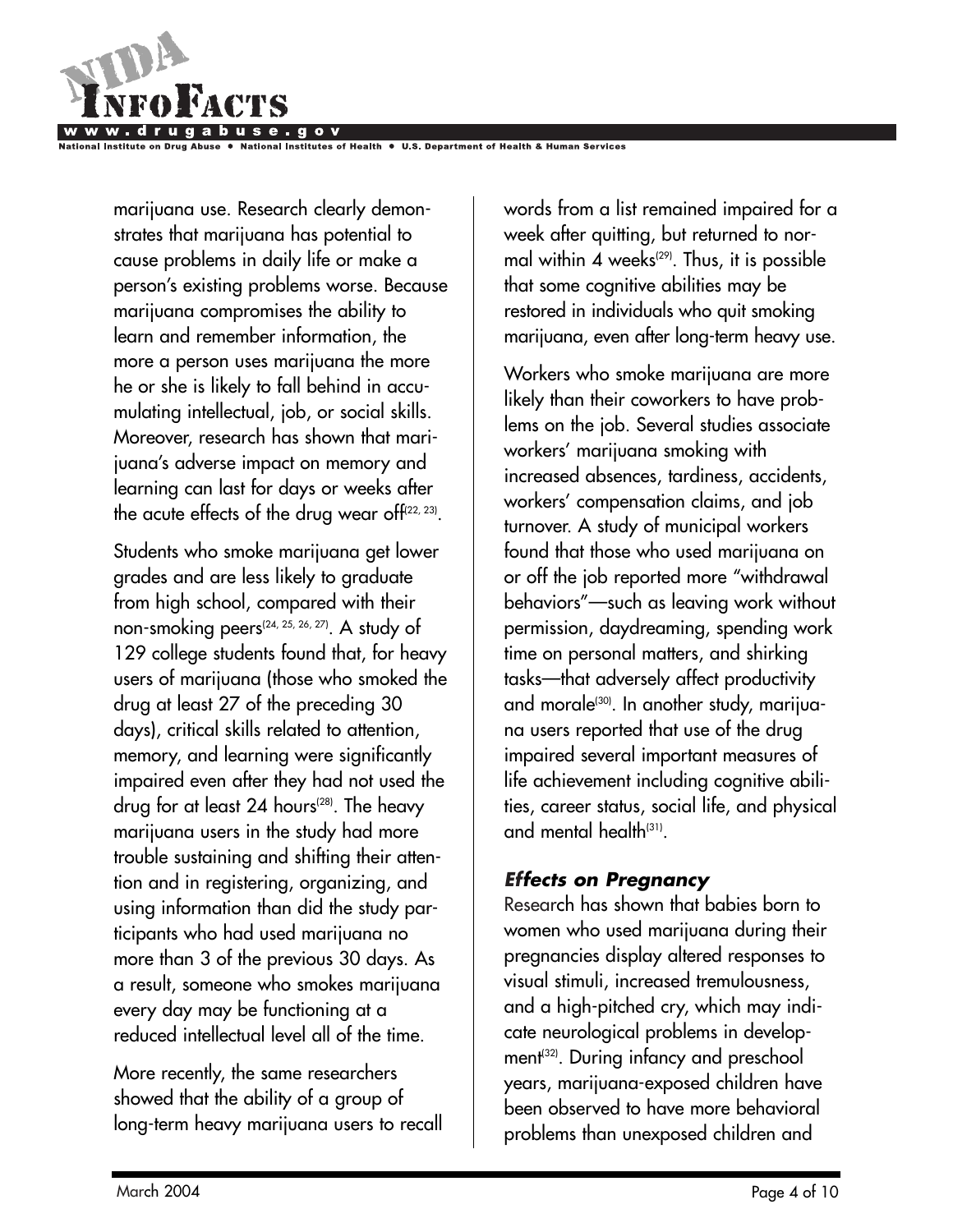marijuana use. Research clearly demonstrates that marijuana has potential to cause problems in daily life or make a person's existing problems worse. Because marijuana compromises the ability to learn and remember information, the more a person uses marijuana the more he or she is likely to fall behind in accumulating intellectual, job, or social skills. Moreover, research has shown that marijuana's adverse impact on memory and learning can last for days or weeks after the acute effects of the drug wear off[22, 23].

Students who smoke marijuana get lower grades and are less likely to graduate from high school, compared with their non-smoking peers[24, 25, 26, 27]. A study of 129 college students found that, for heavy users of marijuana (those who smoked the drug at least 27 of the preceding 30 days), critical skills related to attention, memory, and learning were significantly impaired even after they had not used the drug for at least 24 hours[28]. The heavy marijuana users in the study had more trouble sustaining and shifting their attention and in registering, organizing, and using information than did the study participants who had used marijuana no more than 3 of the previous 30 days. As a result, someone who smokes marijuana every day may be functioning at a reduced intellectual level all of the time.

More recently, the same researchers showed that the ability of a group of long-term heavy marijuana users to recall words from a list remained impaired for a week after quitting, but returned to normal within 4 weeks[29]. Thus, it is possible that some cognitive abilities may be restored in individuals who quit smoking marijuana, even after long-term heavy use.

Workers who smoke marijuana are more likely than their coworkers to have problems on the job. Several studies associate workers' marijuana smoking with increased absences, tardiness, accidents, workers' compensation claims, and job turnover. A study of municipal workers found that those who used marijuana on or off the job reported more "withdrawal behaviors"—such as leaving work without permission, daydreaming, spending work time on personal matters, and shirking tasks—that adversely affect productivity and morale[30]. In another study, marijuana users reported that use of the drug impaired several important measures of life achievement including cognitive abilities, career status, social life, and physical and mental health[31].

### *Effects on Pregnancy*

Research has shown that babies born to women who used marijuana during their pregnancies display altered responses to visual stimuli, increased tremulousness, and a high-pitched cry, which may indicate neurological problems in development[32]. During infancy and preschool years, marijuana-exposed children have been observed to have more behavioral problems than unexposed children and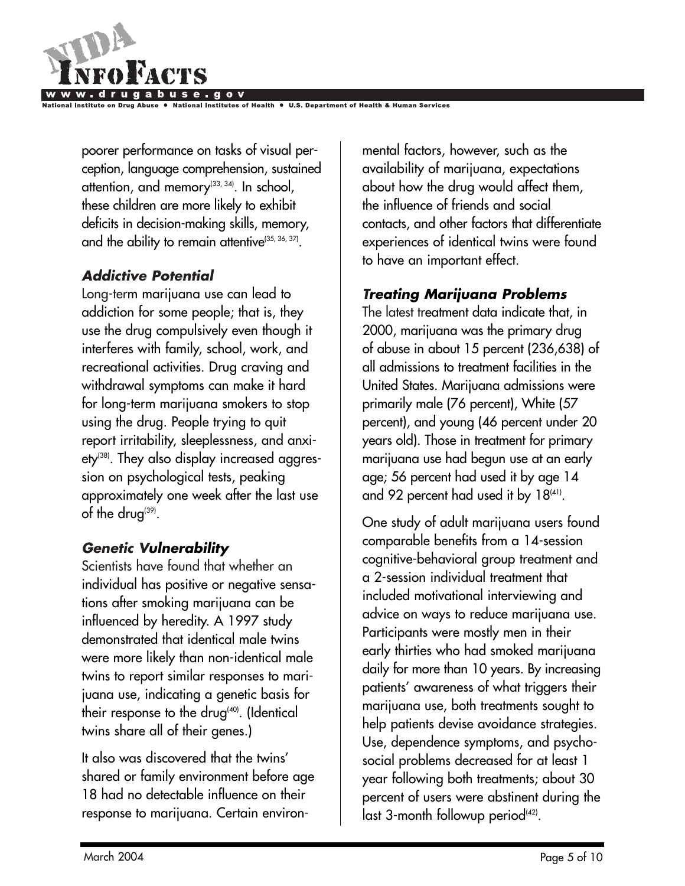poorer performance on tasks of visual perception, language comprehension, sustained attention, and memory[33, 34]. In school, these children are more likely to exhibit deficits in decision-making skills, memory, and the ability to remain attentive[35, 36, 37].

### *Addictive Potential*

Long-term marijuana use can lead to addiction for some people; that is, they use the drug compulsively even though it interferes with family, school, work, and recreational activities. Drug craving and withdrawal symptoms can make it hard for long-term marijuana smokers to stop using the drug. People trying to quit report irritability, sleeplessness, and anxiety[38]. They also display increased aggression on psychological tests, peaking approximately one week after the last use of the drug[39].

### *Genetic Vulnerability*

Scientists have found that whether an individual has positive or negative sensations after smoking marijuana can be influenced by heredity. A 1997 study demonstrated that identical male twins were more likely than non-identical male twins to report similar responses to marijuana use, indicating a genetic basis for their response to the drug[40]. (Identical twins share all of their genes.)

It also was discovered that the twins' shared or family environment before age 18 had no detectable influence on their response to marijuana. Certain environmental factors, however, such as the availability of marijuana, expectations about how the drug would affect them, the influence of friends and social contacts, and other factors that differentiate experiences of identical twins were found to have an important effect.

### *Treating Marijuana Problems*

The latest treatment data indicate that, in 2000, marijuana was the primary drug of abuse in about 15 percent (236,638) of all admissions to treatment facilities in the United States. Marijuana admissions were primarily male (76 percent), White (57 percent), and young (46 percent under 20 years old). Those in treatment for primary marijuana use had begun use at an early age; 56 percent had used it by age 14 and 92 percent had used it by 18[41].

One study of adult marijuana users found comparable benefits from a 14-session cognitive-behavioral group treatment and a 2-session individual treatment that included motivational interviewing and advice on ways to reduce marijuana use. Participants were mostly men in their early thirties who had smoked marijuana daily for more than 10 years. By increasing patients' awareness of what triggers their marijuana use, both treatments sought to help patients devise avoidance strategies. Use, dependence symptoms, and psychosocial problems decreased for at least 1 year following both treatments; about 30 percent of users were abstinent during the last 3-month followup period[42].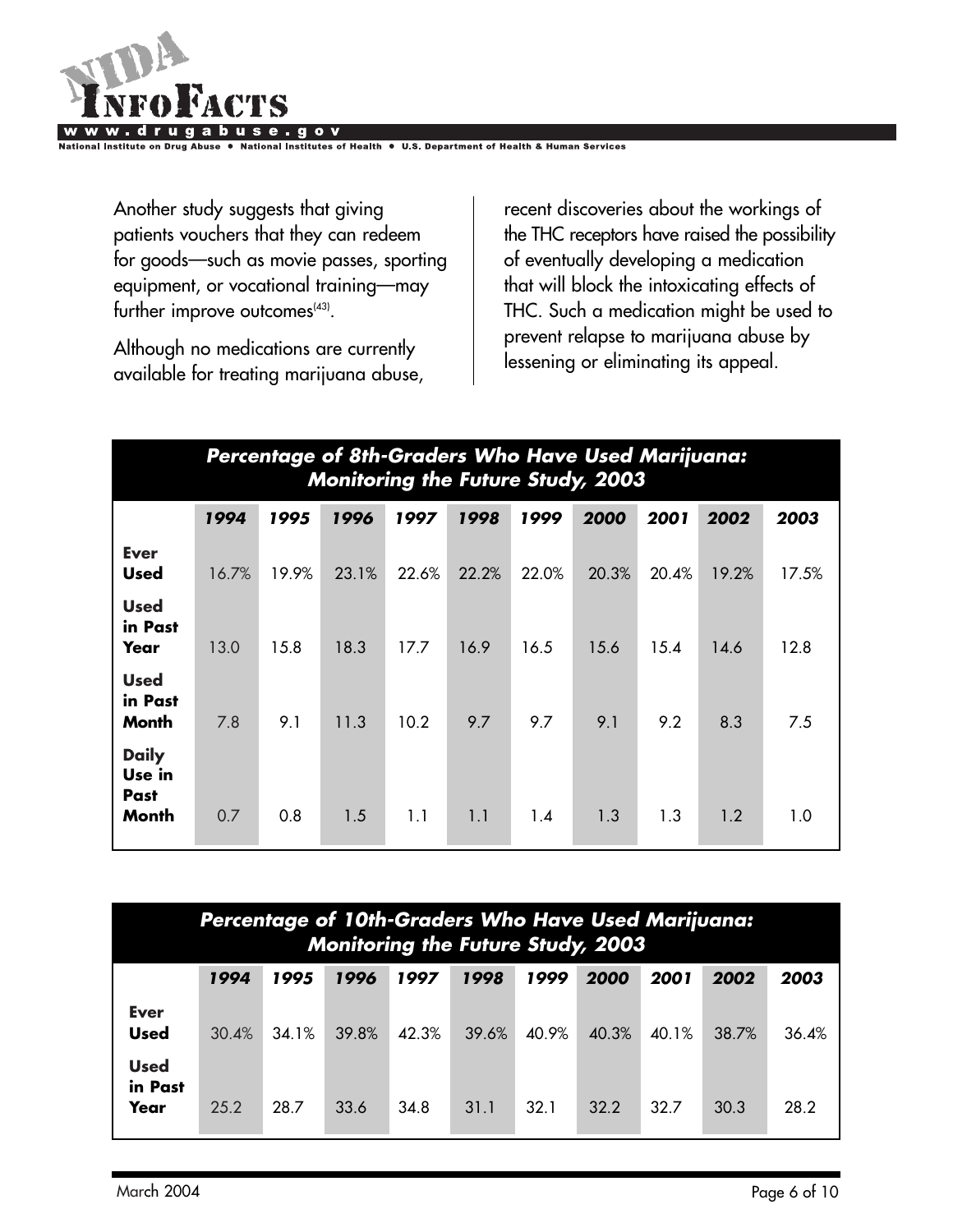Another study suggests that giving patients vouchers that they can redeem for goods—such as movie passes, sporting equipment, or vocational training—may further improve outcomes[43].

Although no medications are currently available for treating marijuana abuse, recent discoveries about the workings of the THC receptors have raised the possibility of eventually developing a medication that will block the intoxicating effects of THC. Such a medication might be used to prevent relapse to marijuana abuse by lessening or eliminating its appeal.

***Percentage of 8th-Graders Who Have Used Marijuana: Monitoring the Future Study, 2003***

| | 1994 | 1995 | 1996 | 1997 | 1998 | 1999 | 2000 | 2001 | 2002 | 2003 |
|---|---|---|---|---|---|---|---|---|---|---|
| **Ever Used** | 16.7% | 19.9% | 23.1% | 22.6% | 22.2% | 22.0% | 20.3% | 20.4% | 19.2% | 17.5% |
| **Used in Past Year** | 13.0 | 15.8 | 18.3 | 17.7 | 16.9 | 16.5 | 15.6 | 15.4 | 14.6 | 12.8 |
| **Used in Past Month** | 7.8 | 9.1 | 11.3 | 10.2 | 9.7 | 9.7 | 9.1 | 9.2 | 8.3 | 7.5 |
| **Daily Use in Past Month** | 0.7 | 0.8 | 1.5 | 1.1 | 1.1 | 1.4 | 1.3 | 1.3 | 1.2 | 1.0 |

***Percentage of 10th-Graders Who Have Used Marijuana: Monitoring the Future Study, 2003***

| | 1994 | 1995 | 1996 | 1997 | 1998 | 1999 | 2000 | 2001 | 2002 | 2003 |
|---|---|---|---|---|---|---|---|---|---|---|
| **Ever Used** | 30.4% | 34.1% | 39.8% | 42.3% | 39.6% | 40.9% | 40.3% | 40.1% | 38.7% | 36.4% |
| **Used in Past Year** | 25.2 | 28.7 | 33.6 | 34.8 | 31.1 | 32.1 | 32.2 | 32.7 | 30.3 | 28.2 |

March 2004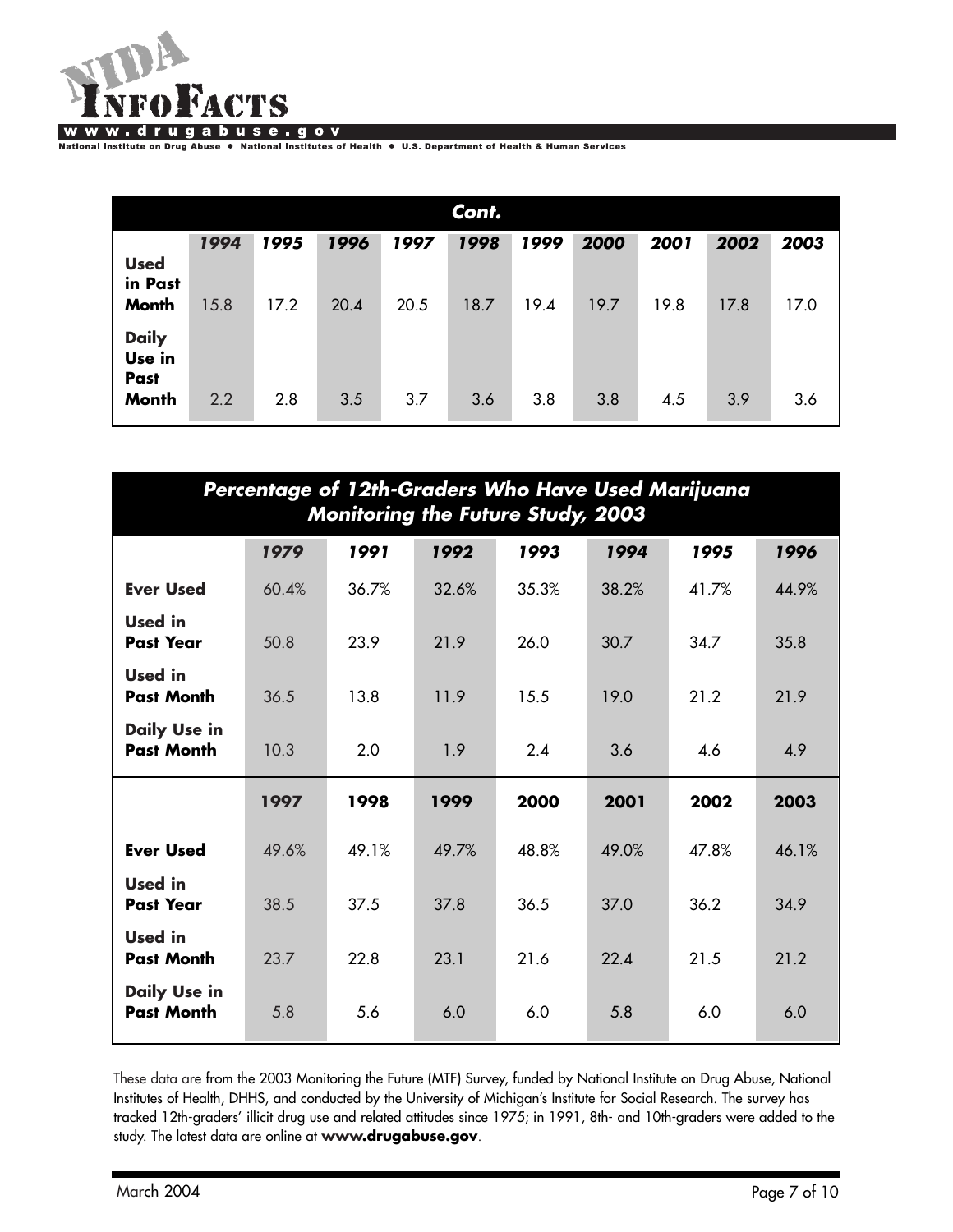| Cont. | 1994 | 1995 | 1996 | 1997 | 1998 | 1999 | 2000 | 2001 | 2002 | 2003 |
|---|---|---|---|---|---|---|---|---|---|---|
| **Used in Past Month** | 15.8 | 17.2 | 20.4 | 20.5 | 18.7 | 19.4 | 19.7 | 19.8 | 17.8 | 17.0 |
| **Daily Use in Past Month** | 2.2 | 2.8 | 3.5 | 3.7 | 3.6 | 3.8 | 3.8 | 4.5 | 3.9 | 3.6 |

**Percentage of 12th-Graders Who Have Used Marijuana**
**Monitoring the Future Study, 2003**

| | 1979 | 1991 | 1992 | 1993 | 1994 | 1995 | 1996 |
|---|---|---|---|---|---|---|---|
| **Ever Used** | 60.4% | 36.7% | 32.6% | 35.3% | 38.2% | 41.7% | 44.9% |
| **Used in Past Year** | 50.8 | 23.9 | 21.9 | 26.0 | 30.7 | 34.7 | 35.8 |
| **Used in Past Month** | 36.5 | 13.8 | 11.9 | 15.5 | 19.0 | 21.2 | 21.9 |
| **Daily Use in Past Month** | 10.3 | 2.0 | 1.9 | 2.4 | 3.6 | 4.6 | 4.9 |
| | **1997** | **1998** | **1999** | **2000** | **2001** | **2002** | **2003** |
| **Ever Used** | 49.6% | 49.1% | 49.7% | 48.8% | 49.0% | 47.8% | 46.1% |
| **Used in Past Year** | 38.5 | 37.5 | 37.8 | 36.5 | 37.0 | 36.2 | 34.9 |
| **Used in Past Month** | 23.7 | 22.8 | 23.1 | 21.6 | 22.4 | 21.5 | 21.2 |
| **Daily Use in Past Month** | 5.8 | 5.6 | 6.0 | 6.0 | 5.8 | 6.0 | 6.0 |

These data are from the 2003 Monitoring the Future (MTF) Survey, funded by National Institute on Drug Abuse, National Institutes of Health, DHHS, and conducted by the University of Michigan's Institute for Social Research. The survey has tracked 12th-graders' illicit drug use and related attitudes since 1975; in 1991, 8th- and 10th-graders were added to the study. The latest data are online at **www.drugabuse.gov**.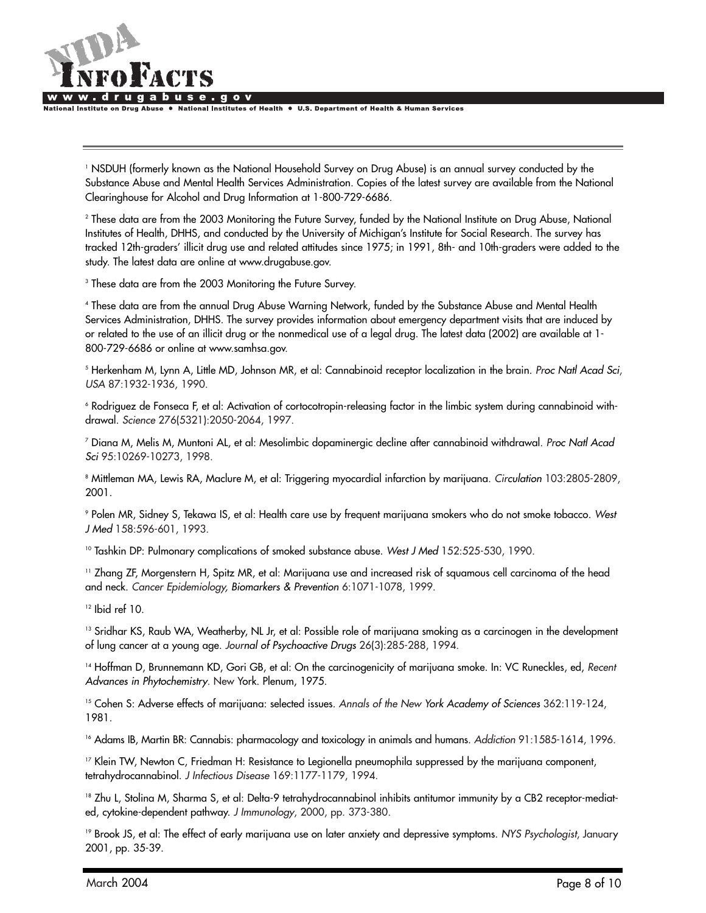[1] NSDUH (formerly known as the National Household Survey on Drug Abuse) is an annual survey conducted by the Substance Abuse and Mental Health Services Administration. Copies of the latest survey are available from the National Clearinghouse for Alcohol and Drug Information at 1-800-729-6686.

[2] These data are from the 2003 Monitoring the Future Survey, funded by the National Institute on Drug Abuse, National Institutes of Health, DHHS, and conducted by the University of Michigan's Institute for Social Research. The survey has tracked 12th-graders' illicit drug use and related attitudes since 1975; in 1991, 8th- and 10th-graders were added to the study. The latest data are online at www.drugabuse.gov.

[3] These data are from the 2003 Monitoring the Future Survey.

[4] These data are from the annual Drug Abuse Warning Network, funded by the Substance Abuse and Mental Health Services Administration, DHHS. The survey provides information about emergency department visits that are induced by or related to the use of an illicit drug or the nonmedical use of a legal drug. The latest data (2002) are available at 1-800-729-6686 or online at www.samhsa.gov.

[5] Herkenham M, Lynn A, Little MD, Johnson MR, et al: Cannabinoid receptor localization in the brain. *Proc Natl Acad Sci, USA* 87:1932-1936, 1990.

[6] Rodriguez de Fonseca F, et al: Activation of cortocotropin-releasing factor in the limbic system during cannabinoid withdrawal. *Science* 276(5321):2050-2064, 1997.

[7] Diana M, Melis M, Muntoni AL, et al: Mesolimbic dopaminergic decline after cannabinoid withdrawal. *Proc Natl Acad Sci* 95:10269-10273, 1998.

[8] Mittleman MA, Lewis RA, Maclure M, et al: Triggering myocardial infarction by marijuana. *Circulation* 103:2805-2809, 2001.

[9] Polen MR, Sidney S, Tekawa IS, et al: Health care use by frequent marijuana smokers who do not smoke tobacco. *West J Med* 158:596-601, 1993.

[10] Tashkin DP: Pulmonary complications of smoked substance abuse. *West J Med* 152:525-530, 1990.

[11] Zhang ZF, Morgenstern H, Spitz MR, et al: Marijuana use and increased risk of squamous cell carcinoma of the head and neck. *Cancer Epidemiology, Biomarkers & Prevention* 6:1071-1078, 1999.

[12] Ibid ref 10.

[13] Sridhar KS, Raub WA, Weatherby, NL Jr, et al: Possible role of marijuana smoking as a carcinogen in the development of lung cancer at a young age. *Journal of Psychoactive Drugs* 26(3):285-288, 1994.

[14] Hoffman D, Brunnemann KD, Gori GB, et al: On the carcinogenicity of marijuana smoke. In: VC Runeckles, ed, *Recent Advances in Phytochemistry*. New York. Plenum, 1975.

[15] Cohen S: Adverse effects of marijuana: selected issues. *Annals of the New York Academy of Sciences* 362:119-124, 1981.

[16] Adams IB, Martin BR: Cannabis: pharmacology and toxicology in animals and humans. *Addiction* 91:1585-1614, 1996.

[17] Klein TW, Newton C, Friedman H: Resistance to Legionella pneumophila suppressed by the marijuana component, tetrahydrocannabinol. *J Infectious Disease* 169:1177-1179, 1994.

[18] Zhu L, Stolina M, Sharma S, et al: Delta-9 tetrahydrocannabinol inhibits antitumor immunity by a CB2 receptor-mediated, cytokine-dependent pathway. *J Immunology*, 2000, pp. 373-380.

[19] Brook JS, et al: The effect of early marijuana use on later anxiety and depressive symptoms. *NYS Psychologist*, January 2001, pp. 35-39.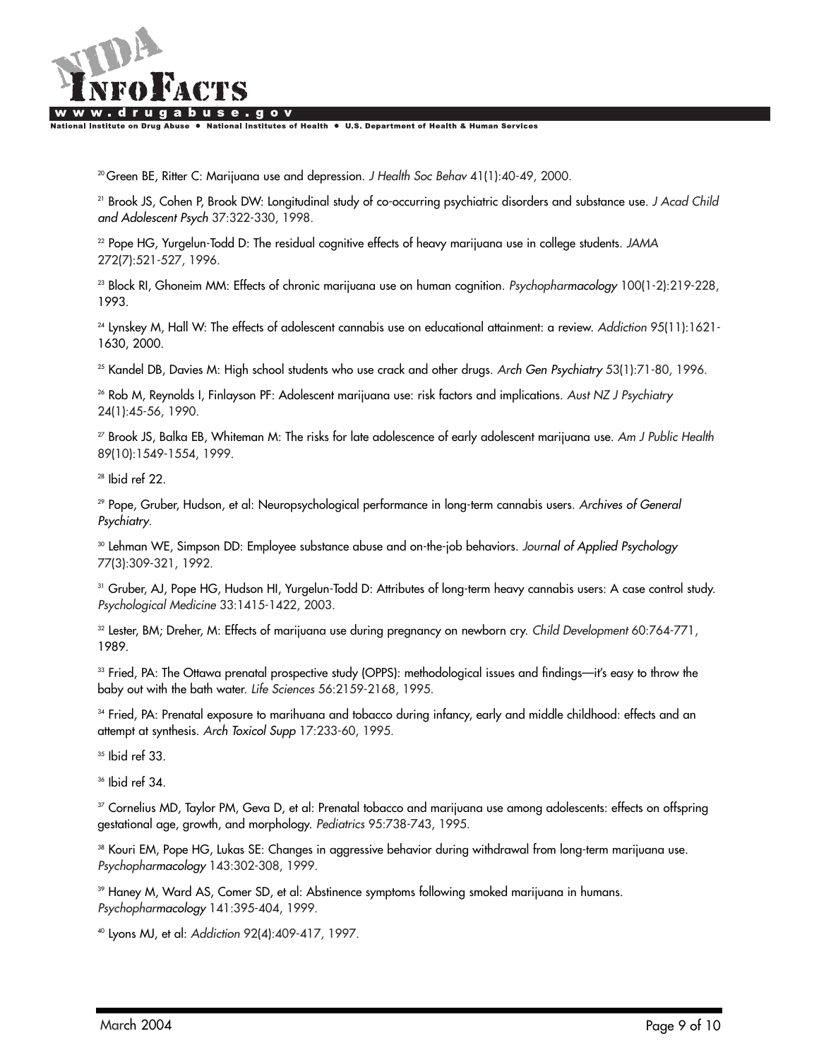[20] Green BE, Ritter C: Marijuana use and depression. *J Health Soc Behav* 41(1):40-49, 2000.

[21] Brook JS, Cohen P, Brook DW: Longitudinal study of co-occurring psychiatric disorders and substance use. *J Acad Child and Adolescent Psych* 37:322-330, 1998.

[22] Pope HG, Yurgelun-Todd D: The residual cognitive effects of heavy marijuana use in college students. *JAMA* 272(7):521-527, 1996.

[23] Block RI, Ghoneim MM: Effects of chronic marijuana use on human cognition. *Psychopharmacology* 100(1-2):219-228, 1993.

[24] Lynskey M, Hall W: The effects of adolescent cannabis use on educational attainment: a review. *Addiction* 95(11):1621-1630, 2000.

[25] Kandel DB, Davies M: High school students who use crack and other drugs. *Arch Gen Psychiatry* 53(1):71-80, 1996.

[26] Rob M, Reynolds I, Finlayson PF: Adolescent marijuana use: risk factors and implications. *Aust NZ J Psychiatry* 24(1):45-56, 1990.

[27] Brook JS, Balka EB, Whiteman M: The risks for late adolescence of early adolescent marijuana use. *Am J Public Health* 89(10):1549-1554, 1999.

[28] Ibid ref 22.

[29] Pope, Gruber, Hudson, et al: Neuropsychological performance in long-term cannabis users. *Archives of General Psychiatry*.

[30] Lehman WE, Simpson DD: Employee substance abuse and on-the-job behaviors. *Journal of Applied Psychology* 77(3):309-321, 1992.

[31] Gruber, AJ, Pope HG, Hudson HI, Yurgelun-Todd D: Attributes of long-term heavy cannabis users: A case control study. *Psychological Medicine* 33:1415-1422, 2003.

[32] Lester, BM; Dreher, M: Effects of marijuana use during pregnancy on newborn cry. *Child Development* 60:764-771, 1989.

[33] Fried, PA: The Ottawa prenatal prospective study (OPPS): methodological issues and findings—it's easy to throw the baby out with the bath water. *Life Sciences* 56:2159-2168, 1995.

[34] Fried, PA: Prenatal exposure to marihuana and tobacco during infancy, early and middle childhood: effects and an attempt at synthesis. *Arch Toxicol Supp* 17:233-60, 1995.

[35] Ibid ref 33.

[36] Ibid ref 34.

[37] Cornelius MD, Taylor PM, Geva D, et al: Prenatal tobacco and marijuana use among adolescents: effects on offspring gestational age, growth, and morphology. *Pediatrics* 95:738-743, 1995.

[38] Kouri EM, Pope HG, Lukas SE: Changes in aggressive behavior during withdrawal from long-term marijuana use. *Psychopharmacology* 143:302-308, 1999.

[39] Haney M, Ward AS, Comer SD, et al: Abstinence symptoms following smoked marijuana in humans. *Psychopharmacology* 141:395-404, 1999.

[40] Lyons MJ, et al: *Addiction* 92(4):409-417, 1997.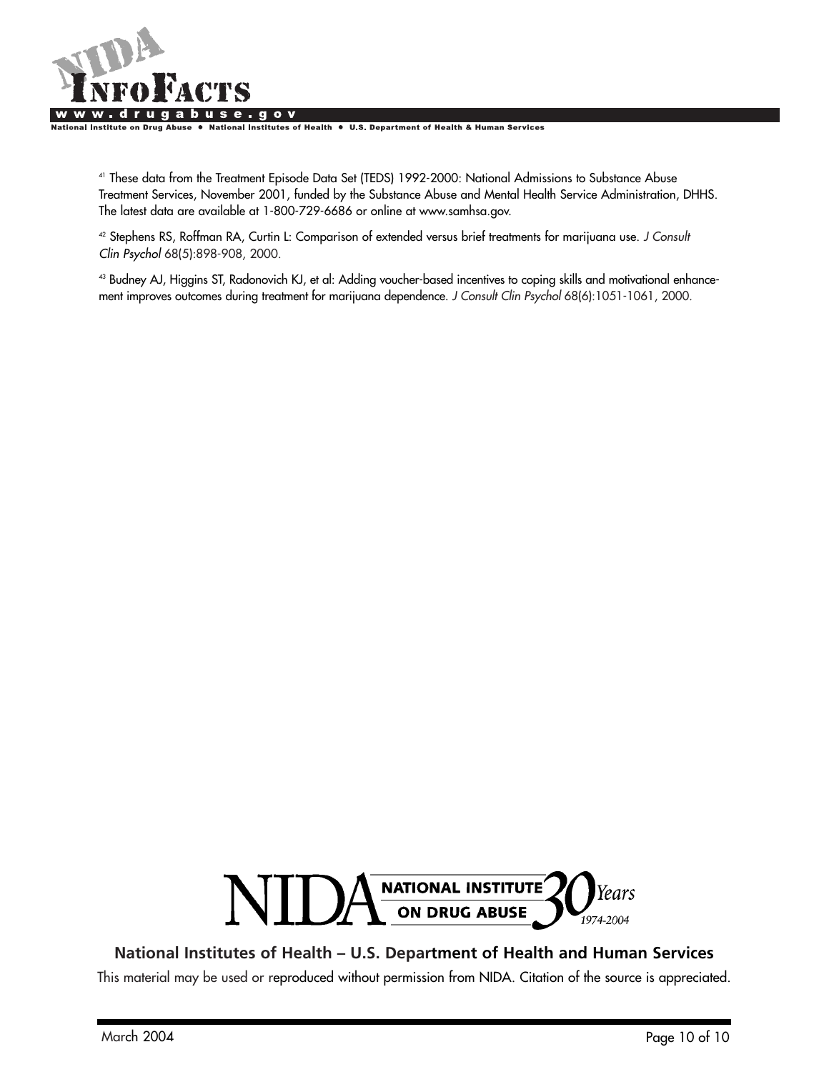[41] These data from the Treatment Episode Data Set (TEDS) 1992-2000: National Admissions to Substance Abuse Treatment Services, November 2001, funded by the Substance Abuse and Mental Health Service Administration, DHHS. The latest data are available at 1-800-729-6686 or online at www.samhsa.gov.

[42] Stephens RS, Roffman RA, Curtin L: Comparison of extended versus brief treatments for marijuana use. *J Consult Clin Psychol* 68(5):898-908, 2000.

[43] Budney AJ, Higgins ST, Radonovich KJ, et al: Adding voucher-based incentives to coping skills and motivational enhancement improves outcomes during treatment for marijuana dependence. *J Consult Clin Psychol* 68(6):1051-1061, 2000.

NIDA NATIONAL INSTITUTE ON DRUG ABUSE 30 Years 1974-2004

**National Institutes of Health – U.S. Department of Health and Human Services**

This material may be used or reproduced without permission from NIDA. Citation of the source is appreciated.

March 2004